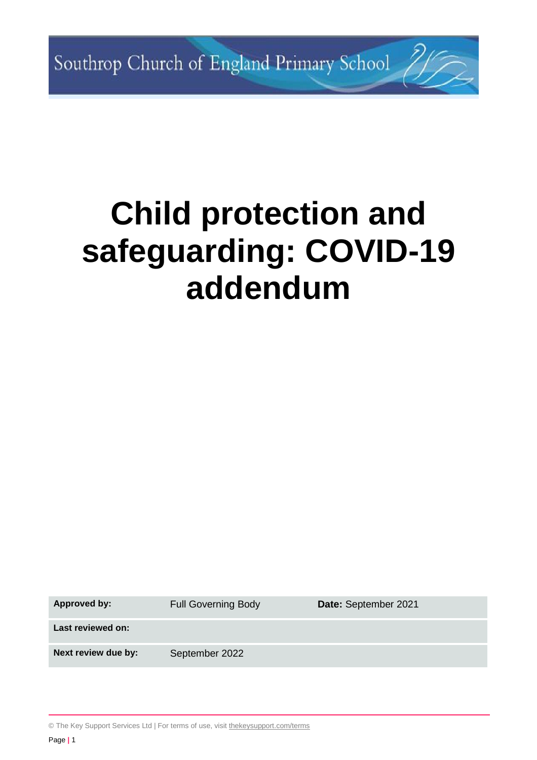Southrop Church of England Primary School

# Child protection and safeguarding: COVID-19 addendum

| **Approved by:** | Full Governing Body | **Date:** September 2021 |
|---|---|---|
| **Last reviewed on:** | | |
| **Next review due by:** | September 2022 | |

© The Key Support Services Ltd | For terms of use, visit thekeysupport.com/terms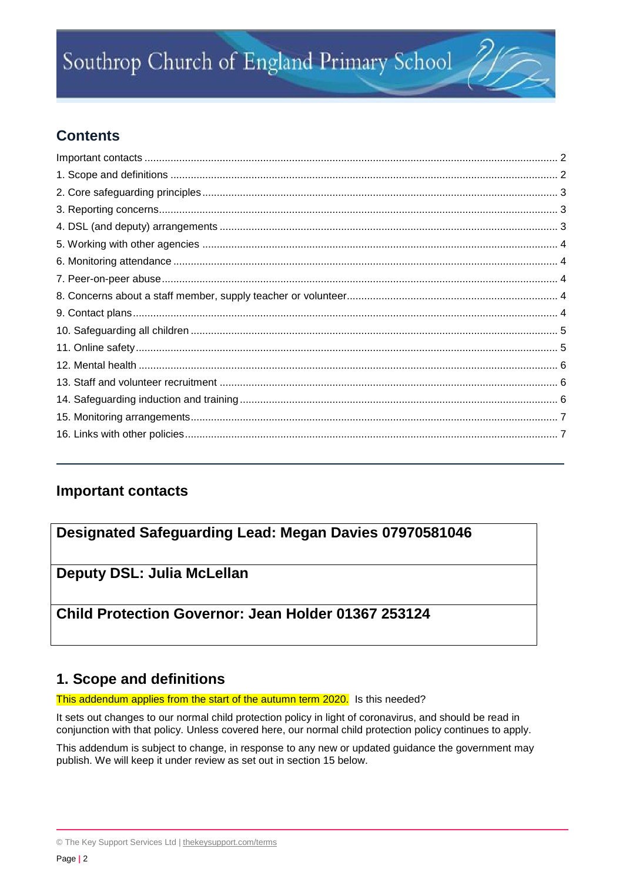# Southrop Church of England Primary School

## Contents

Important contacts ........ 2
1. Scope and definitions ........ 2
2. Core safeguarding principles ........ 3
3. Reporting concerns ........ 3
4. DSL (and deputy) arrangements ........ 3
5. Working with other agencies ........ 4
6. Monitoring attendance ........ 4
7. Peer-on-peer abuse ........ 4
8. Concerns about a staff member, supply teacher or volunteer ........ 4
9. Contact plans ........ 4
10. Safeguarding all children ........ 5
11. Online safety ........ 5
12. Mental health ........ 6
13. Staff and volunteer recruitment ........ 6
14. Safeguarding induction and training ........ 6
15. Monitoring arrangements ........ 7
16. Links with other policies ........ 7

## Important contacts

| **Designated Safeguarding Lead: Megan Davies 07970581046** |
| --- |
| **Deputy DSL: Julia McLellan** |
| **Child Protection Governor: Jean Holder 01367 253124** |

## 1. Scope and definitions

This addendum applies from the start of the autumn term 2020. Is this needed?

It sets out changes to our normal child protection policy in light of coronavirus, and should be read in conjunction with that policy. Unless covered here, our normal child protection policy continues to apply.

This addendum is subject to change, in response to any new or updated guidance the government may publish. We will keep it under review as set out in section 15 below.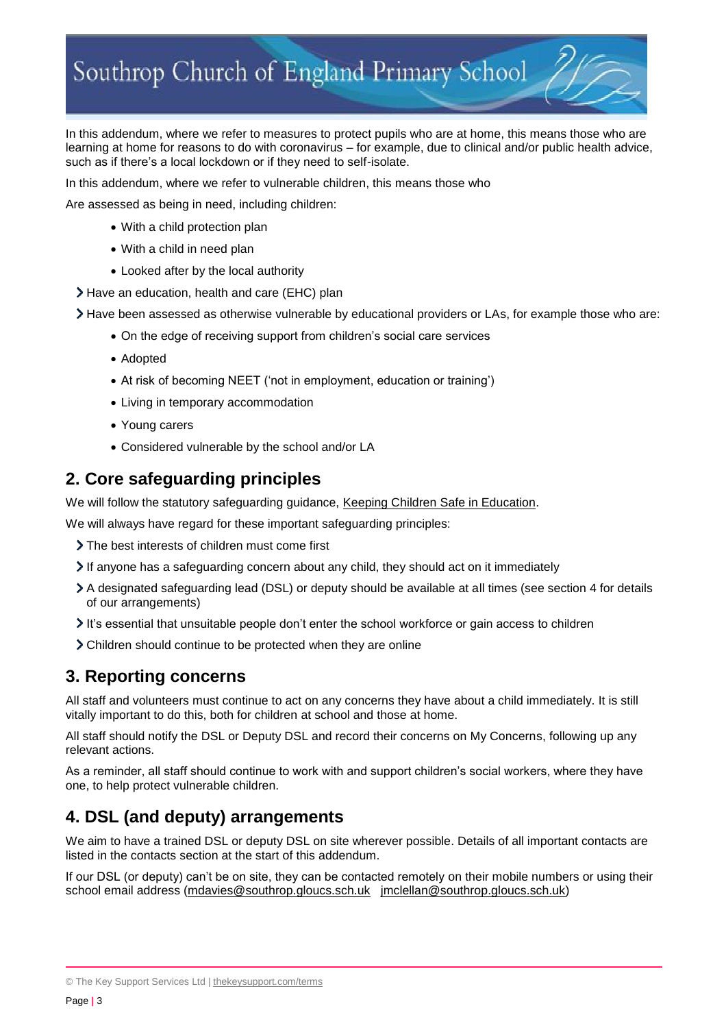In this addendum, where we refer to measures to protect pupils who are at home, this means those who are learning at home for reasons to do with coronavirus – for example, due to clinical and/or public health advice, such as if there's a local lockdown or if they need to self-isolate.

In this addendum, where we refer to vulnerable children, this means those who

Are assessed as being in need, including children:

- With a child protection plan
- With a child in need plan
- Looked after by the local authority

- Have an education, health and care (EHC) plan
- Have been assessed as otherwise vulnerable by educational providers or LAs, for example those who are:
  - On the edge of receiving support from children's social care services
  - Adopted
  - At risk of becoming NEET ('not in employment, education or training')
  - Living in temporary accommodation
  - Young carers
  - Considered vulnerable by the school and/or LA

## 2. Core safeguarding principles

We will follow the statutory safeguarding guidance, Keeping Children Safe in Education.

We will always have regard for these important safeguarding principles:

- The best interests of children must come first
- If anyone has a safeguarding concern about any child, they should act on it immediately
- A designated safeguarding lead (DSL) or deputy should be available at all times (see section 4 for details of our arrangements)
- It's essential that unsuitable people don't enter the school workforce or gain access to children
- Children should continue to be protected when they are online

## 3. Reporting concerns

All staff and volunteers must continue to act on any concerns they have about a child immediately. It is still vitally important to do this, both for children at school and those at home.

All staff should notify the DSL or Deputy DSL and record their concerns on My Concerns, following up any relevant actions.

As a reminder, all staff should continue to work with and support children's social workers, where they have one, to help protect vulnerable children.

## 4. DSL (and deputy) arrangements

We aim to have a trained DSL or deputy DSL on site wherever possible. Details of all important contacts are listed in the contacts section at the start of this addendum.

If our DSL (or deputy) can't be on site, they can be contacted remotely on their mobile numbers or using their school email address (mdavies@southrop.gloucs.sch.uk jmclellan@southrop.gloucs.sch.uk)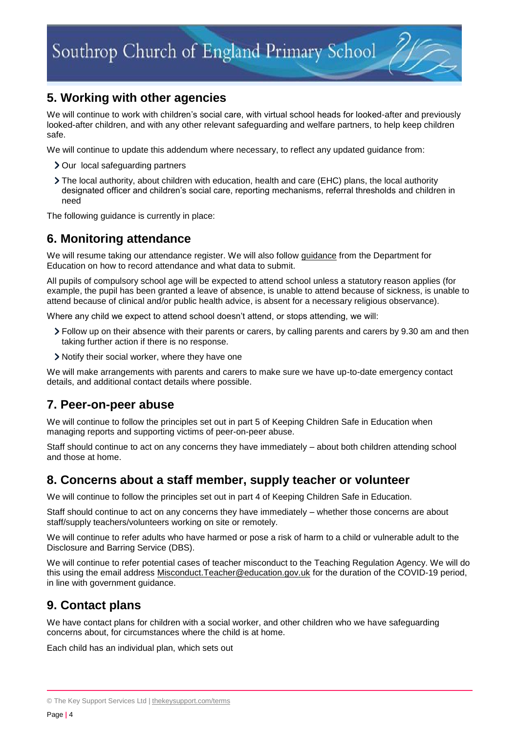## 5. Working with other agencies

We will continue to work with children's social care, with virtual school heads for looked-after and previously looked-after children, and with any other relevant safeguarding and welfare partners, to help keep children safe.

We will continue to update this addendum where necessary, to reflect any updated guidance from:

- Our local safeguarding partners
- The local authority, about children with education, health and care (EHC) plans, the local authority designated officer and children's social care, reporting mechanisms, referral thresholds and children in need

The following guidance is currently in place:

## 6. Monitoring attendance

We will resume taking our attendance register. We will also follow guidance from the Department for Education on how to record attendance and what data to submit.

All pupils of compulsory school age will be expected to attend school unless a statutory reason applies (for example, the pupil has been granted a leave of absence, is unable to attend because of sickness, is unable to attend because of clinical and/or public health advice, is absent for a necessary religious observance).

Where any child we expect to attend school doesn't attend, or stops attending, we will:

- Follow up on their absence with their parents or carers, by calling parents and carers by 9.30 am and then taking further action if there is no response.
- Notify their social worker, where they have one

We will make arrangements with parents and carers to make sure we have up-to-date emergency contact details, and additional contact details where possible.

## 7. Peer-on-peer abuse

We will continue to follow the principles set out in part 5 of Keeping Children Safe in Education when managing reports and supporting victims of peer-on-peer abuse.

Staff should continue to act on any concerns they have immediately – about both children attending school and those at home.

## 8. Concerns about a staff member, supply teacher or volunteer

We will continue to follow the principles set out in part 4 of Keeping Children Safe in Education.

Staff should continue to act on any concerns they have immediately – whether those concerns are about staff/supply teachers/volunteers working on site or remotely.

We will continue to refer adults who have harmed or pose a risk of harm to a child or vulnerable adult to the Disclosure and Barring Service (DBS).

We will continue to refer potential cases of teacher misconduct to the Teaching Regulation Agency. We will do this using the email address Misconduct.Teacher@education.gov.uk for the duration of the COVID-19 period, in line with government guidance.

## 9. Contact plans

We have contact plans for children with a social worker, and other children who we have safeguarding concerns about, for circumstances where the child is at home.

Each child has an individual plan, which sets out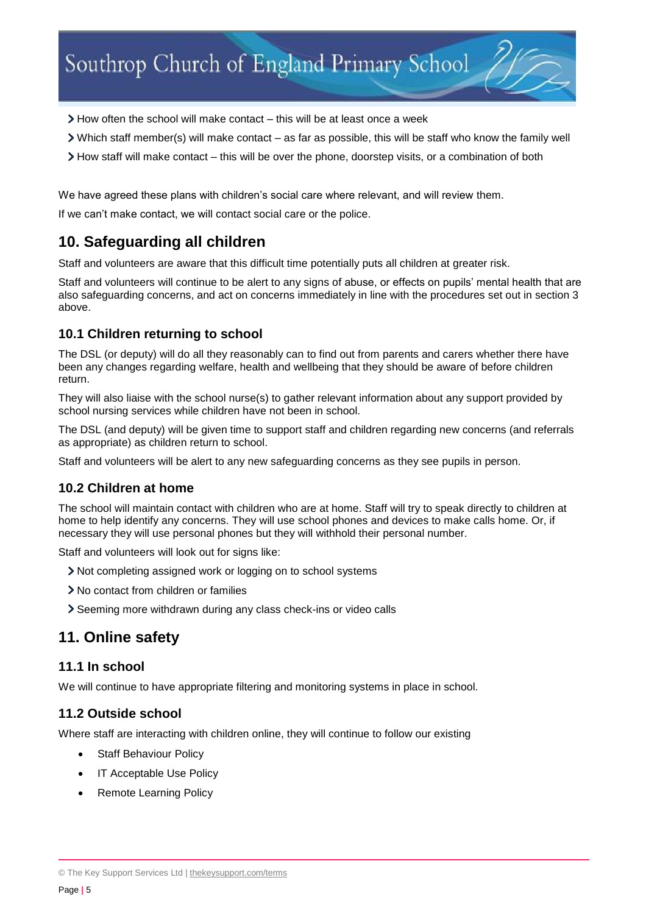- How often the school will make contact – this will be at least once a week
- Which staff member(s) will make contact – as far as possible, this will be staff who know the family well
- How staff will make contact – this will be over the phone, doorstep visits, or a combination of both

We have agreed these plans with children's social care where relevant, and will review them.

If we can't make contact, we will contact social care or the police.

## 10. Safeguarding all children

Staff and volunteers are aware that this difficult time potentially puts all children at greater risk.

Staff and volunteers will continue to be alert to any signs of abuse, or effects on pupils' mental health that are also safeguarding concerns, and act on concerns immediately in line with the procedures set out in section 3 above.

### 10.1 Children returning to school

The DSL (or deputy) will do all they reasonably can to find out from parents and carers whether there have been any changes regarding welfare, health and wellbeing that they should be aware of before children return.

They will also liaise with the school nurse(s) to gather relevant information about any support provided by school nursing services while children have not been in school.

The DSL (and deputy) will be given time to support staff and children regarding new concerns (and referrals as appropriate) as children return to school.

Staff and volunteers will be alert to any new safeguarding concerns as they see pupils in person.

### 10.2 Children at home

The school will maintain contact with children who are at home. Staff will try to speak directly to children at home to help identify any concerns. They will use school phones and devices to make calls home. Or, if necessary they will use personal phones but they will withhold their personal number.

Staff and volunteers will look out for signs like:

- Not completing assigned work or logging on to school systems
- No contact from children or families
- Seeming more withdrawn during any class check-ins or video calls

## 11. Online safety

### 11.1 In school

We will continue to have appropriate filtering and monitoring systems in place in school.

### 11.2 Outside school

Where staff are interacting with children online, they will continue to follow our existing

- Staff Behaviour Policy
- IT Acceptable Use Policy
- Remote Learning Policy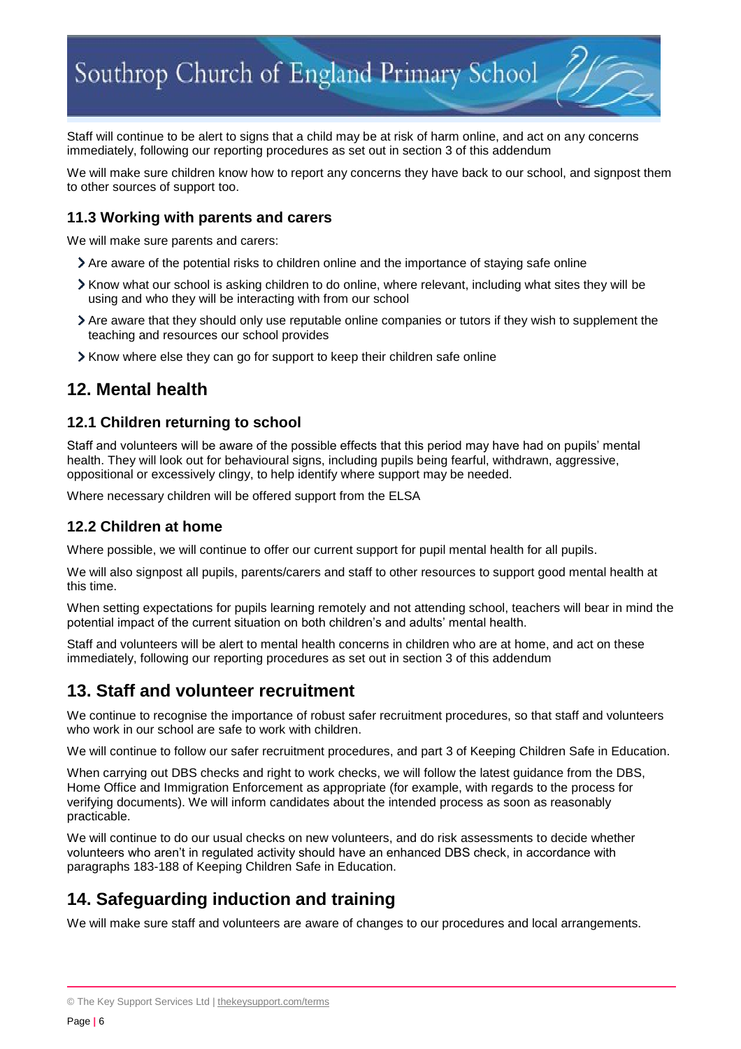Staff will continue to be alert to signs that a child may be at risk of harm online, and act on any concerns immediately, following our reporting procedures as set out in section 3 of this addendum

We will make sure children know how to report any concerns they have back to our school, and signpost them to other sources of support too.

### 11.3 Working with parents and carers

We will make sure parents and carers:

- Are aware of the potential risks to children online and the importance of staying safe online
- Know what our school is asking children to do online, where relevant, including what sites they will be using and who they will be interacting with from our school
- Are aware that they should only use reputable online companies or tutors if they wish to supplement the teaching and resources our school provides
- Know where else they can go for support to keep their children safe online

## 12. Mental health

### 12.1 Children returning to school

Staff and volunteers will be aware of the possible effects that this period may have had on pupils' mental health. They will look out for behavioural signs, including pupils being fearful, withdrawn, aggressive, oppositional or excessively clingy, to help identify where support may be needed.

Where necessary children will be offered support from the ELSA

### 12.2 Children at home

Where possible, we will continue to offer our current support for pupil mental health for all pupils.

We will also signpost all pupils, parents/carers and staff to other resources to support good mental health at this time.

When setting expectations for pupils learning remotely and not attending school, teachers will bear in mind the potential impact of the current situation on both children's and adults' mental health.

Staff and volunteers will be alert to mental health concerns in children who are at home, and act on these immediately, following our reporting procedures as set out in section 3 of this addendum

## 13. Staff and volunteer recruitment

We continue to recognise the importance of robust safer recruitment procedures, so that staff and volunteers who work in our school are safe to work with children.

We will continue to follow our safer recruitment procedures, and part 3 of Keeping Children Safe in Education.

When carrying out DBS checks and right to work checks, we will follow the latest guidance from the DBS, Home Office and Immigration Enforcement as appropriate (for example, with regards to the process for verifying documents). We will inform candidates about the intended process as soon as reasonably practicable.

We will continue to do our usual checks on new volunteers, and do risk assessments to decide whether volunteers who aren't in regulated activity should have an enhanced DBS check, in accordance with paragraphs 183-188 of Keeping Children Safe in Education.

## 14. Safeguarding induction and training

We will make sure staff and volunteers are aware of changes to our procedures and local arrangements.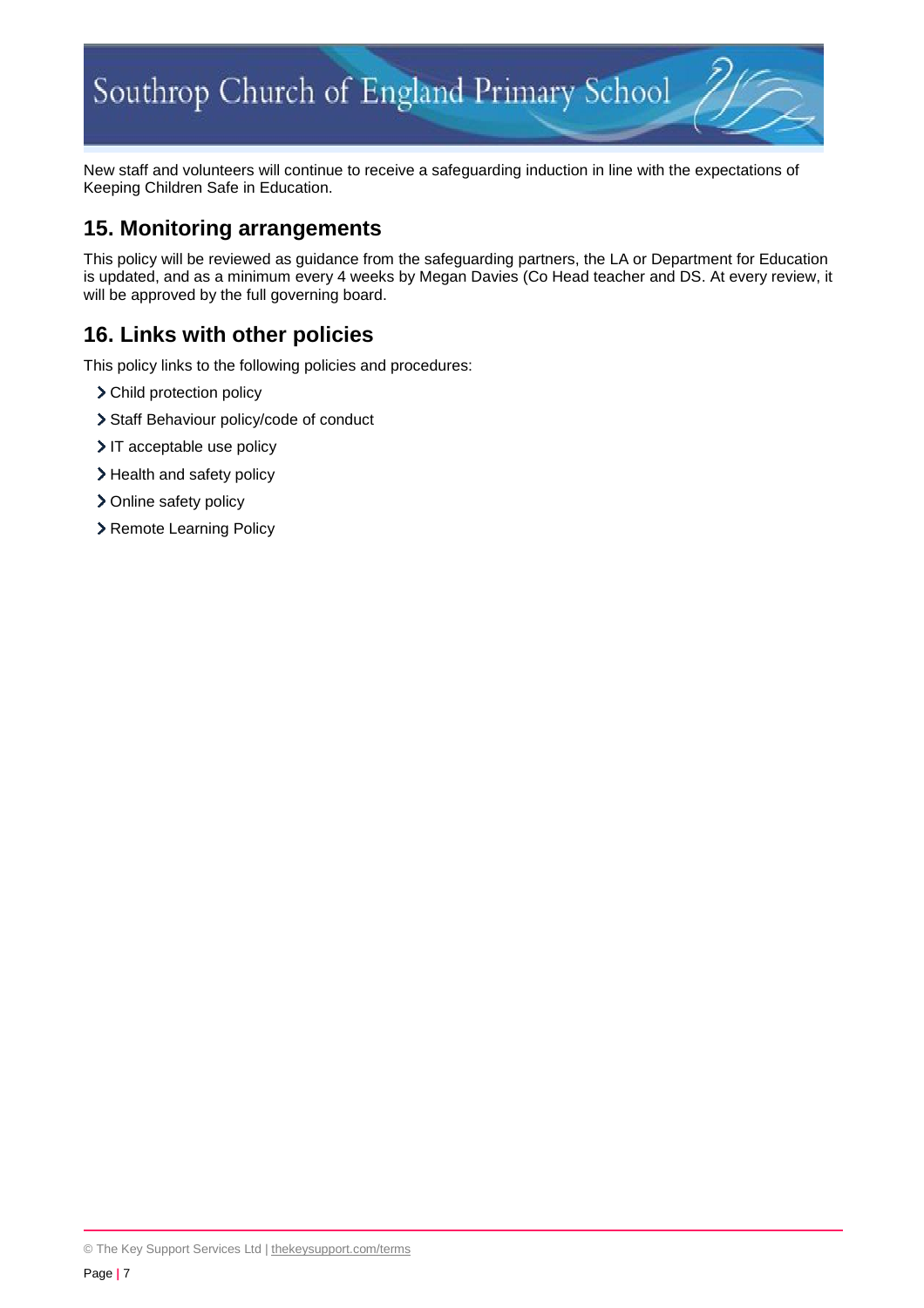New staff and volunteers will continue to receive a safeguarding induction in line with the expectations of Keeping Children Safe in Education.

## 15. Monitoring arrangements

This policy will be reviewed as guidance from the safeguarding partners, the LA or Department for Education is updated, and as a minimum every 4 weeks by Megan Davies (Co Head teacher and DS. At every review, it will be approved by the full governing board.

## 16. Links with other policies

This policy links to the following policies and procedures:

- Child protection policy
- Staff Behaviour policy/code of conduct
- IT acceptable use policy
- Health and safety policy
- Online safety policy
- Remote Learning Policy